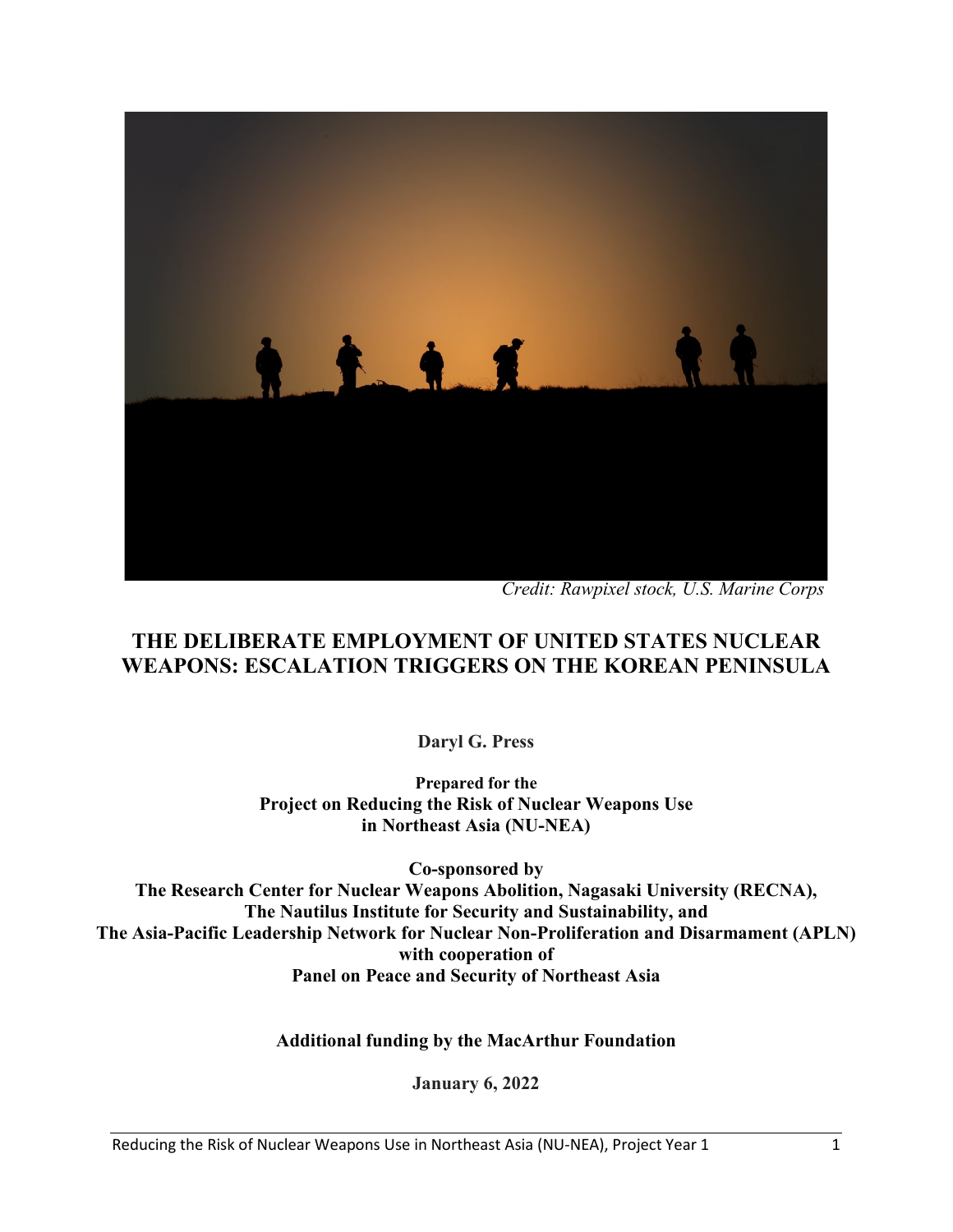*Credit: Rawpixel stock, U.S. Marine Corps*

# THE DELIBERATE EMPLOYMENT OF UNITED STATES NUCLEAR WEAPONS: ESCALATION TRIGGERS ON THE KOREAN PENINSULA

**Daryl G. Press**

**Prepared for the**
**Project on Reducing the Risk of Nuclear Weapons Use in Northeast Asia (NU-NEA)**

**Co-sponsored by**
**The Research Center for Nuclear Weapons Abolition, Nagasaki University (RECNA),**
**The Nautilus Institute for Security and Sustainability, and**
**The Asia-Pacific Leadership Network for Nuclear Non-Proliferation and Disarmament (APLN)**
**with cooperation of**
**Panel on Peace and Security of Northeast Asia**

**Additional funding by the MacArthur Foundation**

**January 6, 2022**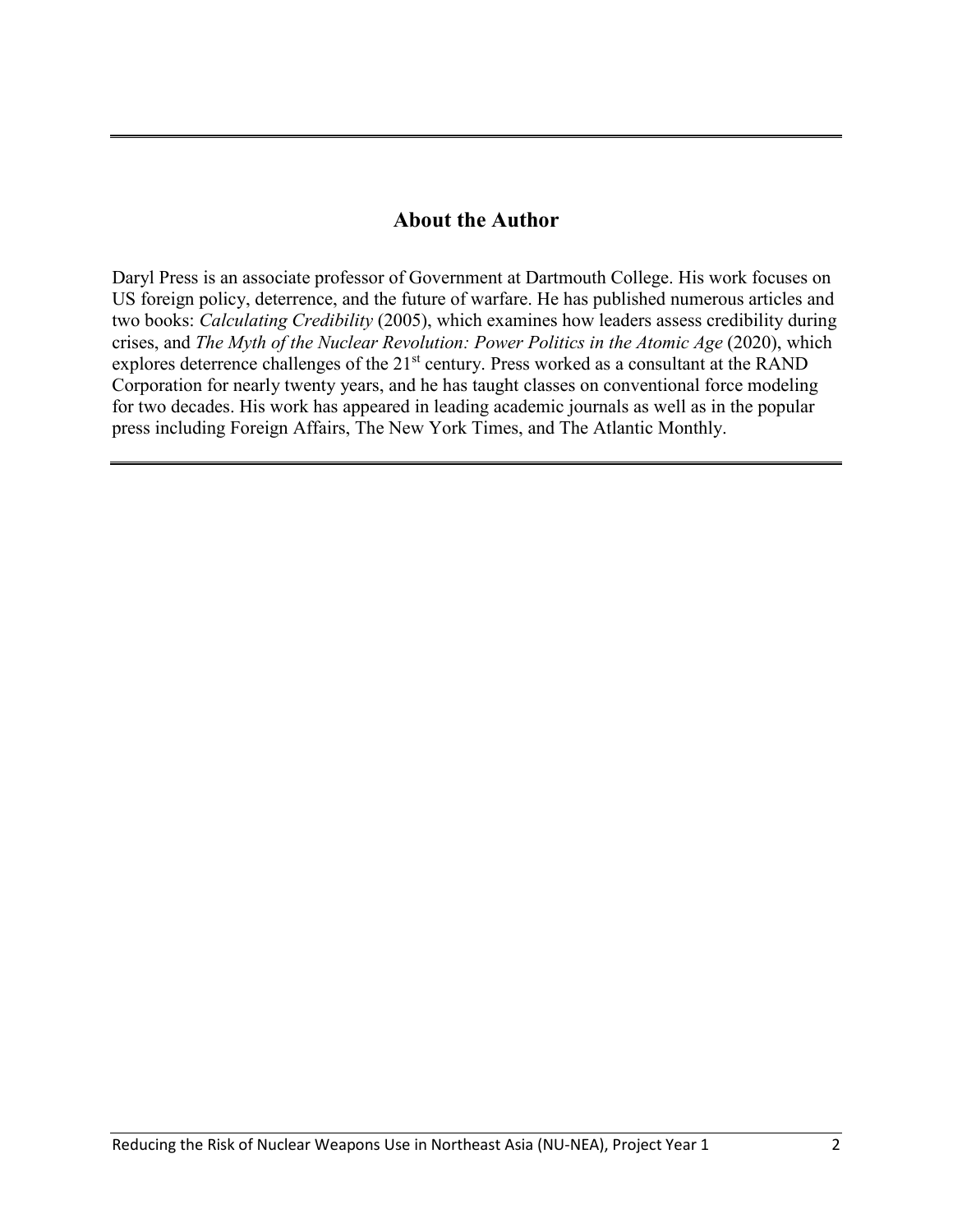## About the Author

Daryl Press is an associate professor of Government at Dartmouth College. His work focuses on US foreign policy, deterrence, and the future of warfare. He has published numerous articles and two books: *Calculating Credibility* (2005), which examines how leaders assess credibility during crises, and *The Myth of the Nuclear Revolution: Power Politics in the Atomic Age* (2020), which explores deterrence challenges of the 21st century. Press worked as a consultant at the RAND Corporation for nearly twenty years, and he has taught classes on conventional force modeling for two decades. His work has appeared in leading academic journals as well as in the popular press including Foreign Affairs, The New York Times, and The Atlantic Monthly.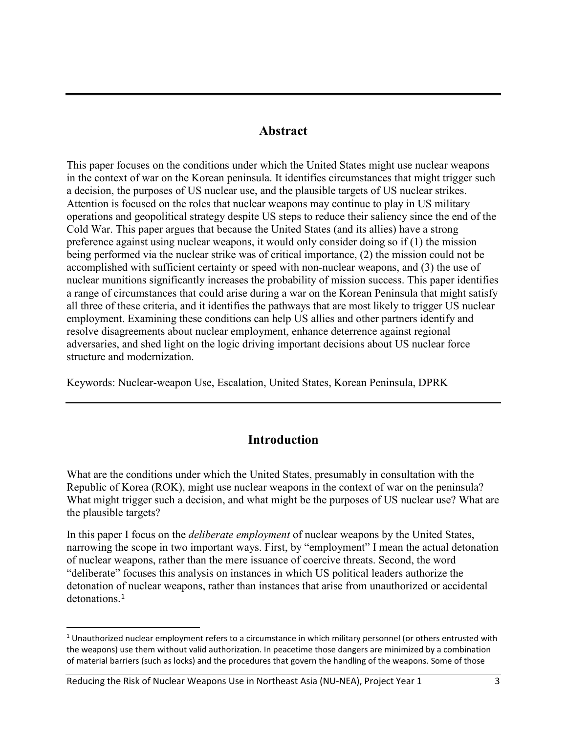## Abstract

This paper focuses on the conditions under which the United States might use nuclear weapons in the context of war on the Korean peninsula. It identifies circumstances that might trigger such a decision, the purposes of US nuclear use, and the plausible targets of US nuclear strikes. Attention is focused on the roles that nuclear weapons may continue to play in US military operations and geopolitical strategy despite US steps to reduce their saliency since the end of the Cold War. This paper argues that because the United States (and its allies) have a strong preference against using nuclear weapons, it would only consider doing so if (1) the mission being performed via the nuclear strike was of critical importance, (2) the mission could not be accomplished with sufficient certainty or speed with non-nuclear weapons, and (3) the use of nuclear munitions significantly increases the probability of mission success. This paper identifies a range of circumstances that could arise during a war on the Korean Peninsula that might satisfy all three of these criteria, and it identifies the pathways that are most likely to trigger US nuclear employment. Examining these conditions can help US allies and other partners identify and resolve disagreements about nuclear employment, enhance deterrence against regional adversaries, and shed light on the logic driving important decisions about US nuclear force structure and modernization.

Keywords: Nuclear-weapon Use, Escalation, United States, Korean Peninsula, DPRK

## Introduction

What are the conditions under which the United States, presumably in consultation with the Republic of Korea (ROK), might use nuclear weapons in the context of war on the peninsula? What might trigger such a decision, and what might be the purposes of US nuclear use? What are the plausible targets?

In this paper I focus on the *deliberate employment* of nuclear weapons by the United States, narrowing the scope in two important ways. First, by "employment" I mean the actual detonation of nuclear weapons, rather than the mere issuance of coercive threats. Second, the word "deliberate" focuses this analysis on instances in which US political leaders authorize the detonation of nuclear weapons, rather than instances that arise from unauthorized or accidental detonations.[1]

[1] Unauthorized nuclear employment refers to a circumstance in which military personnel (or others entrusted with the weapons) use them without valid authorization. In peacetime those dangers are minimized by a combination of material barriers (such as locks) and the procedures that govern the handling of the weapons. Some of those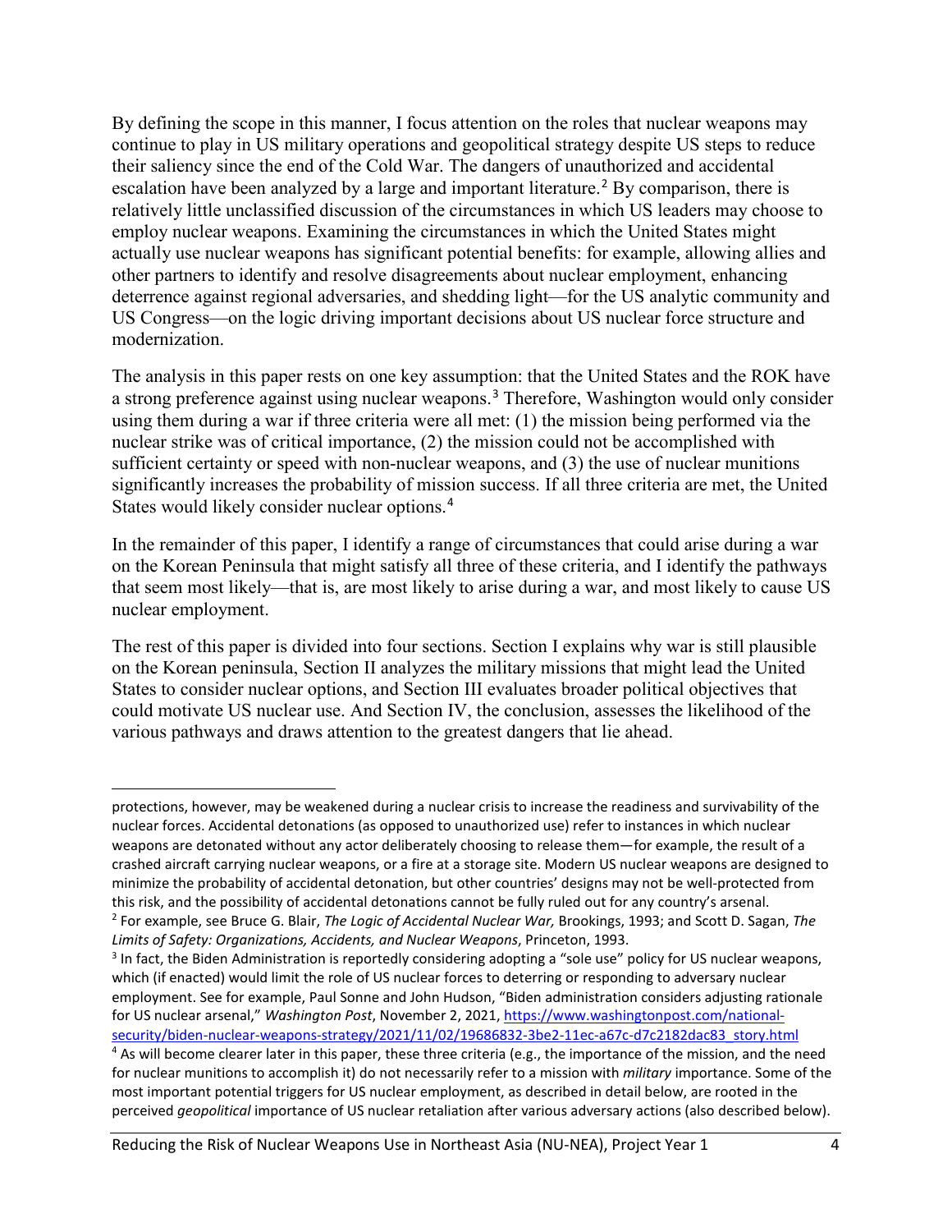By defining the scope in this manner, I focus attention on the roles that nuclear weapons may continue to play in US military operations and geopolitical strategy despite US steps to reduce their saliency since the end of the Cold War. The dangers of unauthorized and accidental escalation have been analyzed by a large and important literature.[2] By comparison, there is relatively little unclassified discussion of the circumstances in which US leaders may choose to employ nuclear weapons. Examining the circumstances in which the United States might actually use nuclear weapons has significant potential benefits: for example, allowing allies and other partners to identify and resolve disagreements about nuclear employment, enhancing deterrence against regional adversaries, and shedding light—for the US analytic community and US Congress—on the logic driving important decisions about US nuclear force structure and modernization.

The analysis in this paper rests on one key assumption: that the United States and the ROK have a strong preference against using nuclear weapons.[3] Therefore, Washington would only consider using them during a war if three criteria were all met: (1) the mission being performed via the nuclear strike was of critical importance, (2) the mission could not be accomplished with sufficient certainty or speed with non-nuclear weapons, and (3) the use of nuclear munitions significantly increases the probability of mission success. If all three criteria are met, the United States would likely consider nuclear options.[4]

In the remainder of this paper, I identify a range of circumstances that could arise during a war on the Korean Peninsula that might satisfy all three of these criteria, and I identify the pathways that seem most likely—that is, are most likely to arise during a war, and most likely to cause US nuclear employment.

The rest of this paper is divided into four sections. Section I explains why war is still plausible on the Korean peninsula, Section II analyzes the military missions that might lead the United States to consider nuclear options, and Section III evaluates broader political objectives that could motivate US nuclear use. And Section IV, the conclusion, assesses the likelihood of the various pathways and draws attention to the greatest dangers that lie ahead.

---

protections, however, may be weakened during a nuclear crisis to increase the readiness and survivability of the nuclear forces. Accidental detonations (as opposed to unauthorized use) refer to instances in which nuclear weapons are detonated without any actor deliberately choosing to release them—for example, the result of a crashed aircraft carrying nuclear weapons, or a fire at a storage site. Modern US nuclear weapons are designed to minimize the probability of accidental detonation, but other countries' designs may not be well-protected from this risk, and the possibility of accidental detonations cannot be fully ruled out for any country's arsenal.

[2] For example, see Bruce G. Blair, *The Logic of Accidental Nuclear War,* Brookings, 1993; and Scott D. Sagan, *The Limits of Safety: Organizations, Accidents, and Nuclear Weapons*, Princeton, 1993.

[3] In fact, the Biden Administration is reportedly considering adopting a "sole use" policy for US nuclear weapons, which (if enacted) would limit the role of US nuclear forces to deterring or responding to adversary nuclear employment. See for example, Paul Sonne and John Hudson, "Biden administration considers adjusting rationale for US nuclear arsenal," *Washington Post*, November 2, 2021, https://www.washingtonpost.com/national-security/biden-nuclear-weapons-strategy/2021/11/02/19686832-3be2-11ec-a67c-d7c2182dac83_story.html

[4] As will become clearer later in this paper, these three criteria (e.g., the importance of the mission, and the need for nuclear munitions to accomplish it) do not necessarily refer to a mission with *military* importance. Some of the most important potential triggers for US nuclear employment, as described in detail below, are rooted in the perceived *geopolitical* importance of US nuclear retaliation after various adversary actions (also described below).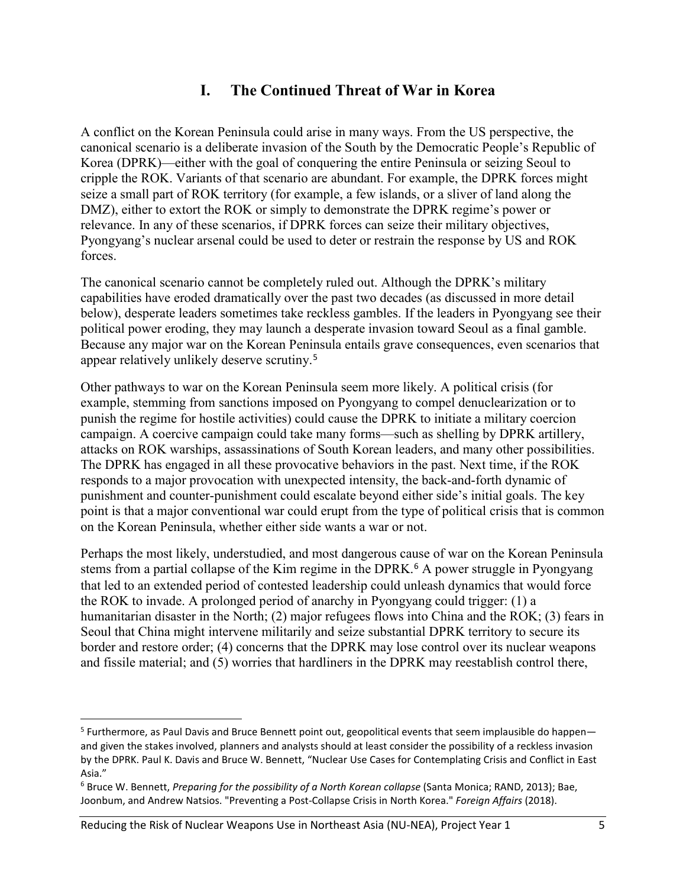# I. The Continued Threat of War in Korea

A conflict on the Korean Peninsula could arise in many ways. From the US perspective, the canonical scenario is a deliberate invasion of the South by the Democratic People's Republic of Korea (DPRK)—either with the goal of conquering the entire Peninsula or seizing Seoul to cripple the ROK. Variants of that scenario are abundant. For example, the DPRK forces might seize a small part of ROK territory (for example, a few islands, or a sliver of land along the DMZ), either to extort the ROK or simply to demonstrate the DPRK regime's power or relevance. In any of these scenarios, if DPRK forces can seize their military objectives, Pyongyang's nuclear arsenal could be used to deter or restrain the response by US and ROK forces.

The canonical scenario cannot be completely ruled out. Although the DPRK's military capabilities have eroded dramatically over the past two decades (as discussed in more detail below), desperate leaders sometimes take reckless gambles. If the leaders in Pyongyang see their political power eroding, they may launch a desperate invasion toward Seoul as a final gamble. Because any major war on the Korean Peninsula entails grave consequences, even scenarios that appear relatively unlikely deserve scrutiny.[5]

Other pathways to war on the Korean Peninsula seem more likely. A political crisis (for example, stemming from sanctions imposed on Pyongyang to compel denuclearization or to punish the regime for hostile activities) could cause the DPRK to initiate a military coercion campaign. A coercive campaign could take many forms—such as shelling by DPRK artillery, attacks on ROK warships, assassinations of South Korean leaders, and many other possibilities. The DPRK has engaged in all these provocative behaviors in the past. Next time, if the ROK responds to a major provocation with unexpected intensity, the back-and-forth dynamic of punishment and counter-punishment could escalate beyond either side's initial goals. The key point is that a major conventional war could erupt from the type of political crisis that is common on the Korean Peninsula, whether either side wants a war or not.

Perhaps the most likely, understudied, and most dangerous cause of war on the Korean Peninsula stems from a partial collapse of the Kim regime in the DPRK.[6] A power struggle in Pyongyang that led to an extended period of contested leadership could unleash dynamics that would force the ROK to invade. A prolonged period of anarchy in Pyongyang could trigger: (1) a humanitarian disaster in the North; (2) major refugees flows into China and the ROK; (3) fears in Seoul that China might intervene militarily and seize substantial DPRK territory to secure its border and restore order; (4) concerns that the DPRK may lose control over its nuclear weapons and fissile material; and (5) worries that hardliners in the DPRK may reestablish control there,

---

[5] Furthermore, as Paul Davis and Bruce Bennett point out, geopolitical events that seem implausible do happen—and given the stakes involved, planners and analysts should at least consider the possibility of a reckless invasion by the DPRK. Paul K. Davis and Bruce W. Bennett, "Nuclear Use Cases for Contemplating Crisis and Conflict in East Asia."

[6] Bruce W. Bennett, *Preparing for the possibility of a North Korean collapse* (Santa Monica; RAND, 2013); Bae, Joonbum, and Andrew Natsios. "Preventing a Post-Collapse Crisis in North Korea." *Foreign Affairs* (2018).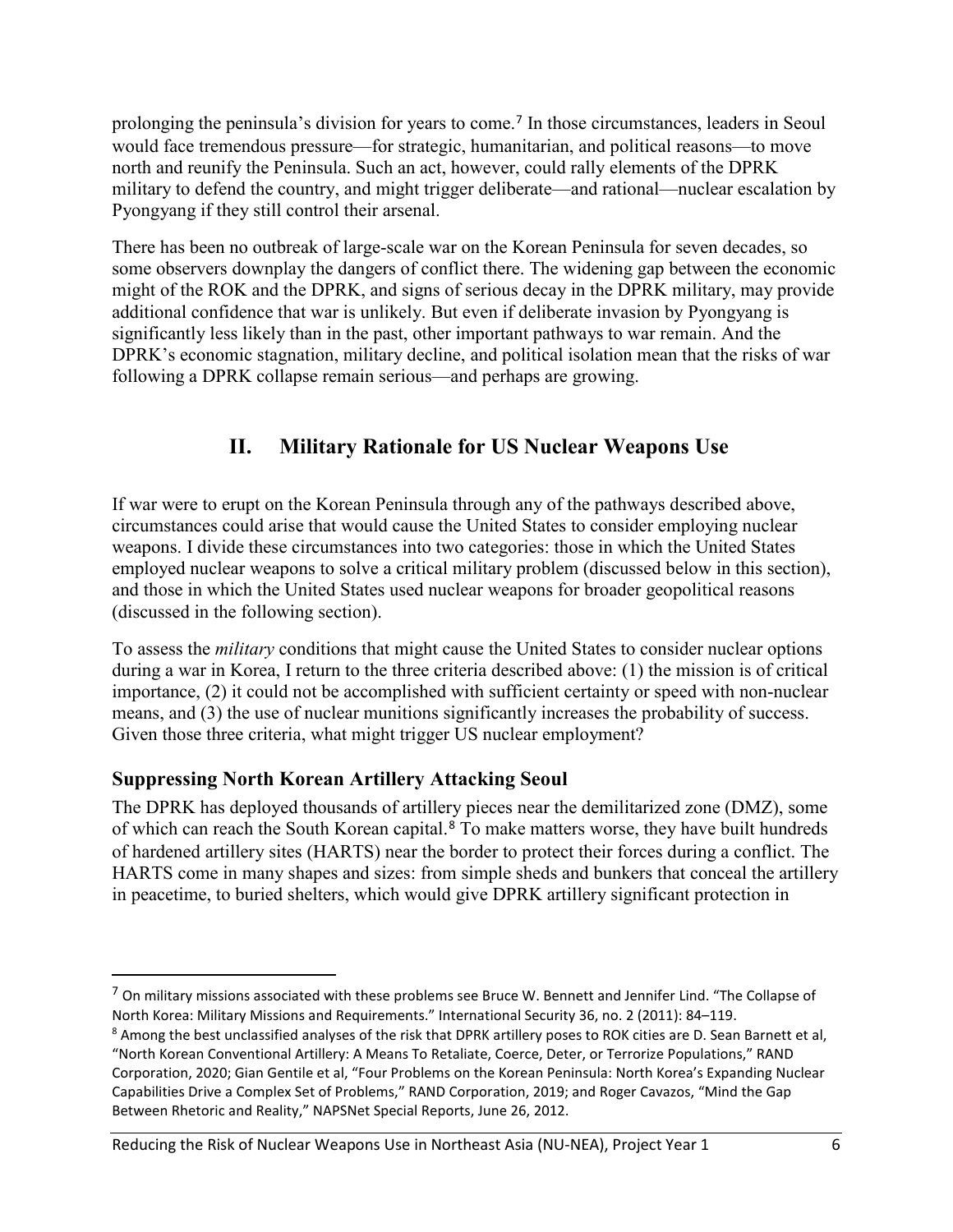prolonging the peninsula's division for years to come.[7] In those circumstances, leaders in Seoul would face tremendous pressure—for strategic, humanitarian, and political reasons—to move north and reunify the Peninsula. Such an act, however, could rally elements of the DPRK military to defend the country, and might trigger deliberate—and rational—nuclear escalation by Pyongyang if they still control their arsenal.

There has been no outbreak of large-scale war on the Korean Peninsula for seven decades, so some observers downplay the dangers of conflict there. The widening gap between the economic might of the ROK and the DPRK, and signs of serious decay in the DPRK military, may provide additional confidence that war is unlikely. But even if deliberate invasion by Pyongyang is significantly less likely than in the past, other important pathways to war remain. And the DPRK's economic stagnation, military decline, and political isolation mean that the risks of war following a DPRK collapse remain serious—and perhaps are growing.

## II. Military Rationale for US Nuclear Weapons Use

If war were to erupt on the Korean Peninsula through any of the pathways described above, circumstances could arise that would cause the United States to consider employing nuclear weapons. I divide these circumstances into two categories: those in which the United States employed nuclear weapons to solve a critical military problem (discussed below in this section), and those in which the United States used nuclear weapons for broader geopolitical reasons (discussed in the following section).

To assess the *military* conditions that might cause the United States to consider nuclear options during a war in Korea, I return to the three criteria described above: (1) the mission is of critical importance, (2) it could not be accomplished with sufficient certainty or speed with non-nuclear means, and (3) the use of nuclear munitions significantly increases the probability of success. Given those three criteria, what might trigger US nuclear employment?

### Suppressing North Korean Artillery Attacking Seoul

The DPRK has deployed thousands of artillery pieces near the demilitarized zone (DMZ), some of which can reach the South Korean capital.[8] To make matters worse, they have built hundreds of hardened artillery sites (HARTS) near the border to protect their forces during a conflict. The HARTS come in many shapes and sizes: from simple sheds and bunkers that conceal the artillery in peacetime, to buried shelters, which would give DPRK artillery significant protection in

---

[7] On military missions associated with these problems see Bruce W. Bennett and Jennifer Lind. "The Collapse of North Korea: Military Missions and Requirements." International Security 36, no. 2 (2011): 84–119.

[8] Among the best unclassified analyses of the risk that DPRK artillery poses to ROK cities are D. Sean Barnett et al, "North Korean Conventional Artillery: A Means To Retaliate, Coerce, Deter, or Terrorize Populations," RAND Corporation, 2020; Gian Gentile et al, "Four Problems on the Korean Peninsula: North Korea's Expanding Nuclear Capabilities Drive a Complex Set of Problems," RAND Corporation, 2019; and Roger Cavazos, "Mind the Gap Between Rhetoric and Reality," NAPSNet Special Reports, June 26, 2012.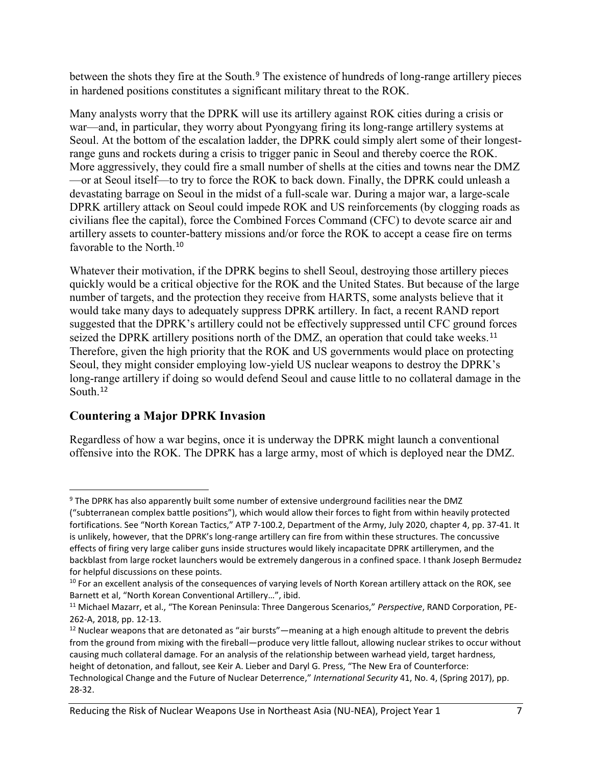between the shots they fire at the South.[9] The existence of hundreds of long-range artillery pieces in hardened positions constitutes a significant military threat to the ROK.

Many analysts worry that the DPRK will use its artillery against ROK cities during a crisis or war—and, in particular, they worry about Pyongyang firing its long-range artillery systems at Seoul. At the bottom of the escalation ladder, the DPRK could simply alert some of their longest-range guns and rockets during a crisis to trigger panic in Seoul and thereby coerce the ROK. More aggressively, they could fire a small number of shells at the cities and towns near the DMZ—or at Seoul itself—to try to force the ROK to back down. Finally, the DPRK could unleash a devastating barrage on Seoul in the midst of a full-scale war. During a major war, a large-scale DPRK artillery attack on Seoul could impede ROK and US reinforcements (by clogging roads as civilians flee the capital), force the Combined Forces Command (CFC) to devote scarce air and artillery assets to counter-battery missions and/or force the ROK to accept a cease fire on terms favorable to the North.[10]

Whatever their motivation, if the DPRK begins to shell Seoul, destroying those artillery pieces quickly would be a critical objective for the ROK and the United States. But because of the large number of targets, and the protection they receive from HARTS, some analysts believe that it would take many days to adequately suppress DPRK artillery. In fact, a recent RAND report suggested that the DPRK's artillery could not be effectively suppressed until CFC ground forces seized the DPRK artillery positions north of the DMZ, an operation that could take weeks.[11] Therefore, given the high priority that the ROK and US governments would place on protecting Seoul, they might consider employing low-yield US nuclear weapons to destroy the DPRK's long-range artillery if doing so would defend Seoul and cause little to no collateral damage in the South.[12]

## Countering a Major DPRK Invasion

Regardless of how a war begins, once it is underway the DPRK might launch a conventional offensive into the ROK. The DPRK has a large army, most of which is deployed near the DMZ.

---

[9] The DPRK has also apparently built some number of extensive underground facilities near the DMZ ("subterranean complex battle positions"), which would allow their forces to fight from within heavily protected fortifications. See "North Korean Tactics," ATP 7-100.2, Department of the Army, July 2020, chapter 4, pp. 37-41. It is unlikely, however, that the DPRK's long-range artillery can fire from within these structures. The concussive effects of firing very large caliber guns inside structures would likely incapacitate DPRK artillerymen, and the backblast from large rocket launchers would be extremely dangerous in a confined space. I thank Joseph Bermudez for helpful discussions on these points.

[10] For an excellent analysis of the consequences of varying levels of North Korean artillery attack on the ROK, see Barnett et al, "North Korean Conventional Artillery…", ibid.

[11] Michael Mazarr, et al., "The Korean Peninsula: Three Dangerous Scenarios," *Perspective*, RAND Corporation, PE-262-A, 2018, pp. 12-13.

[12] Nuclear weapons that are detonated as "air bursts"—meaning at a high enough altitude to prevent the debris from the ground from mixing with the fireball—produce very little fallout, allowing nuclear strikes to occur without causing much collateral damage. For an analysis of the relationship between warhead yield, target hardness, height of detonation, and fallout, see Keir A. Lieber and Daryl G. Press, "The New Era of Counterforce: Technological Change and the Future of Nuclear Deterrence," *International Security* 41, No. 4, (Spring 2017), pp. 28-32.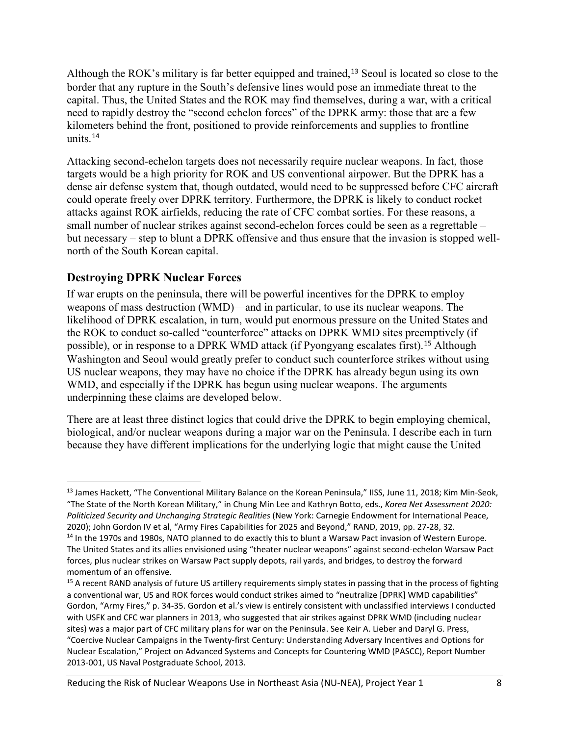Although the ROK's military is far better equipped and trained,[13] Seoul is located so close to the border that any rupture in the South's defensive lines would pose an immediate threat to the capital. Thus, the United States and the ROK may find themselves, during a war, with a critical need to rapidly destroy the "second echelon forces" of the DPRK army: those that are a few kilometers behind the front, positioned to provide reinforcements and supplies to frontline units.[14]

Attacking second-echelon targets does not necessarily require nuclear weapons. In fact, those targets would be a high priority for ROK and US conventional airpower. But the DPRK has a dense air defense system that, though outdated, would need to be suppressed before CFC aircraft could operate freely over DPRK territory. Furthermore, the DPRK is likely to conduct rocket attacks against ROK airfields, reducing the rate of CFC combat sorties. For these reasons, a small number of nuclear strikes against second-echelon forces could be seen as a regrettable – but necessary – step to blunt a DPRK offensive and thus ensure that the invasion is stopped well-north of the South Korean capital.

## Destroying DPRK Nuclear Forces

If war erupts on the peninsula, there will be powerful incentives for the DPRK to employ weapons of mass destruction (WMD)—and in particular, to use its nuclear weapons. The likelihood of DPRK escalation, in turn, would put enormous pressure on the United States and the ROK to conduct so-called "counterforce" attacks on DPRK WMD sites preemptively (if possible), or in response to a DPRK WMD attack (if Pyongyang escalates first).[15] Although Washington and Seoul would greatly prefer to conduct such counterforce strikes without using US nuclear weapons, they may have no choice if the DPRK has already begun using its own WMD, and especially if the DPRK has begun using nuclear weapons. The arguments underpinning these claims are developed below.

There are at least three distinct logics that could drive the DPRK to begin employing chemical, biological, and/or nuclear weapons during a major war on the Peninsula. I describe each in turn because they have different implications for the underlying logic that might cause the United

---

[13] James Hackett, "The Conventional Military Balance on the Korean Peninsula," IISS, June 11, 2018; Kim Min-Seok, "The State of the North Korean Military," in Chung Min Lee and Kathryn Botto, eds., *Korea Net Assessment 2020: Politicized Security and Unchanging Strategic Realities* (New York: Carnegie Endowment for International Peace, 2020); John Gordon IV et al, "Army Fires Capabilities for 2025 and Beyond," RAND, 2019, pp. 27-28, 32.

[14] In the 1970s and 1980s, NATO planned to do exactly this to blunt a Warsaw Pact invasion of Western Europe. The United States and its allies envisioned using "theater nuclear weapons" against second-echelon Warsaw Pact forces, plus nuclear strikes on Warsaw Pact supply depots, rail yards, and bridges, to destroy the forward momentum of an offensive.

[15] A recent RAND analysis of future US artillery requirements simply states in passing that in the process of fighting a conventional war, US and ROK forces would conduct strikes aimed to "neutralize [DPRK] WMD capabilities" Gordon, "Army Fires," p. 34-35. Gordon et al.'s view is entirely consistent with unclassified interviews I conducted with USFK and CFC war planners in 2013, who suggested that air strikes against DPRK WMD (including nuclear sites) was a major part of CFC military plans for war on the Peninsula. See Keir A. Lieber and Daryl G. Press, "Coercive Nuclear Campaigns in the Twenty-first Century: Understanding Adversary Incentives and Options for Nuclear Escalation," Project on Advanced Systems and Concepts for Countering WMD (PASCC), Report Number 2013-001, US Naval Postgraduate School, 2013.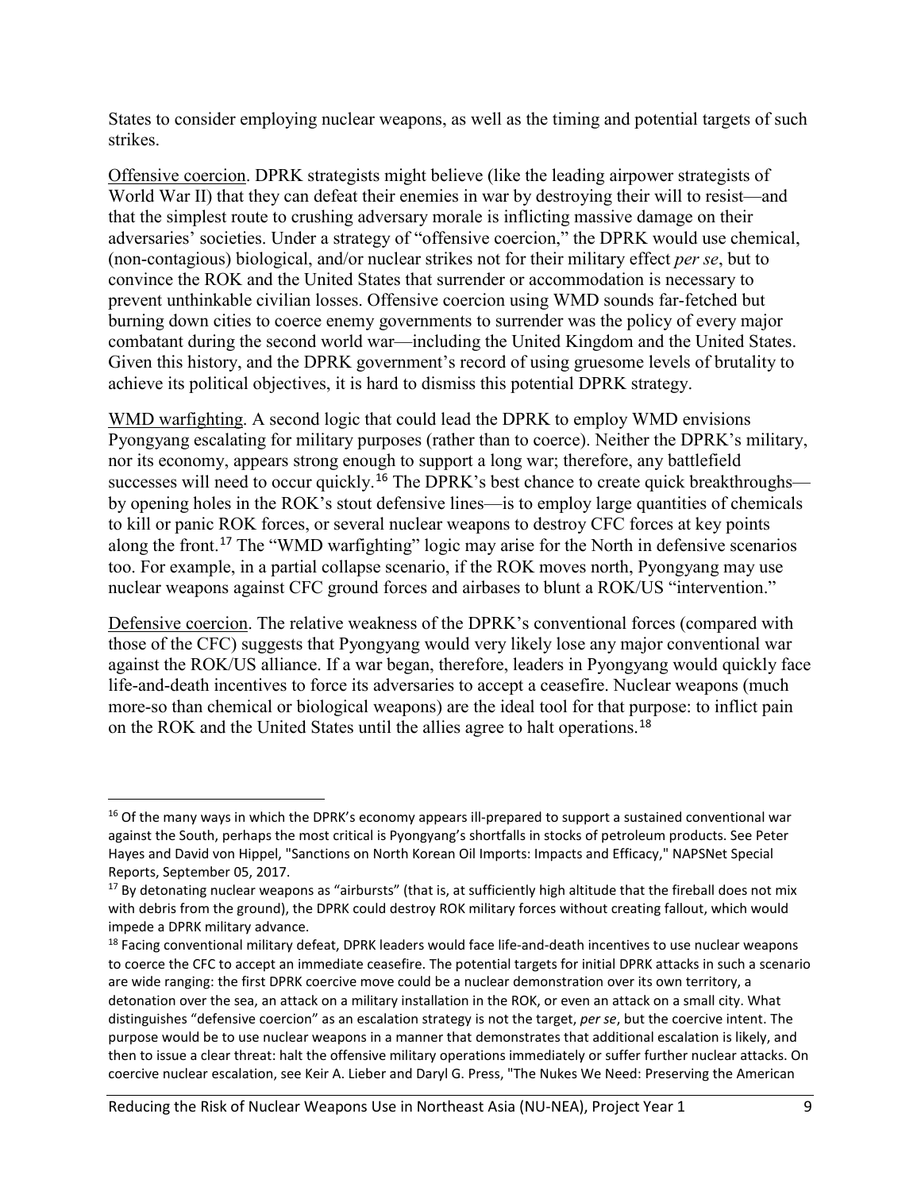States to consider employing nuclear weapons, as well as the timing and potential targets of such strikes.

Offensive coercion. DPRK strategists might believe (like the leading airpower strategists of World War II) that they can defeat their enemies in war by destroying their will to resist—and that the simplest route to crushing adversary morale is inflicting massive damage on their adversaries' societies. Under a strategy of "offensive coercion," the DPRK would use chemical, (non-contagious) biological, and/or nuclear strikes not for their military effect *per se*, but to convince the ROK and the United States that surrender or accommodation is necessary to prevent unthinkable civilian losses. Offensive coercion using WMD sounds far-fetched but burning down cities to coerce enemy governments to surrender was the policy of every major combatant during the second world war—including the United Kingdom and the United States. Given this history, and the DPRK government's record of using gruesome levels of brutality to achieve its political objectives, it is hard to dismiss this potential DPRK strategy.

WMD warfighting. A second logic that could lead the DPRK to employ WMD envisions Pyongyang escalating for military purposes (rather than to coerce). Neither the DPRK's military, nor its economy, appears strong enough to support a long war; therefore, any battlefield successes will need to occur quickly.[16] The DPRK's best chance to create quick breakthroughs—by opening holes in the ROK's stout defensive lines—is to employ large quantities of chemicals to kill or panic ROK forces, or several nuclear weapons to destroy CFC forces at key points along the front.[17] The "WMD warfighting" logic may arise for the North in defensive scenarios too. For example, in a partial collapse scenario, if the ROK moves north, Pyongyang may use nuclear weapons against CFC ground forces and airbases to blunt a ROK/US "intervention."

Defensive coercion. The relative weakness of the DPRK's conventional forces (compared with those of the CFC) suggests that Pyongyang would very likely lose any major conventional war against the ROK/US alliance. If a war began, therefore, leaders in Pyongyang would quickly face life-and-death incentives to force its adversaries to accept a ceasefire. Nuclear weapons (much more-so than chemical or biological weapons) are the ideal tool for that purpose: to inflict pain on the ROK and the United States until the allies agree to halt operations.[18]

---

[16] Of the many ways in which the DPRK's economy appears ill-prepared to support a sustained conventional war against the South, perhaps the most critical is Pyongyang's shortfalls in stocks of petroleum products. See Peter Hayes and David von Hippel, "Sanctions on North Korean Oil Imports: Impacts and Efficacy," NAPSNet Special Reports, September 05, 2017.

[17] By detonating nuclear weapons as "airbursts" (that is, at sufficiently high altitude that the fireball does not mix with debris from the ground), the DPRK could destroy ROK military forces without creating fallout, which would impede a DPRK military advance.

[18] Facing conventional military defeat, DPRK leaders would face life-and-death incentives to use nuclear weapons to coerce the CFC to accept an immediate ceasefire. The potential targets for initial DPRK attacks in such a scenario are wide ranging: the first DPRK coercive move could be a nuclear demonstration over its own territory, a detonation over the sea, an attack on a military installation in the ROK, or even an attack on a small city. What distinguishes "defensive coercion" as an escalation strategy is not the target, *per se*, but the coercive intent. The purpose would be to use nuclear weapons in a manner that demonstrates that additional escalation is likely, and then to issue a clear threat: halt the offensive military operations immediately or suffer further nuclear attacks. On coercive nuclear escalation, see Keir A. Lieber and Daryl G. Press, "The Nukes We Need: Preserving the American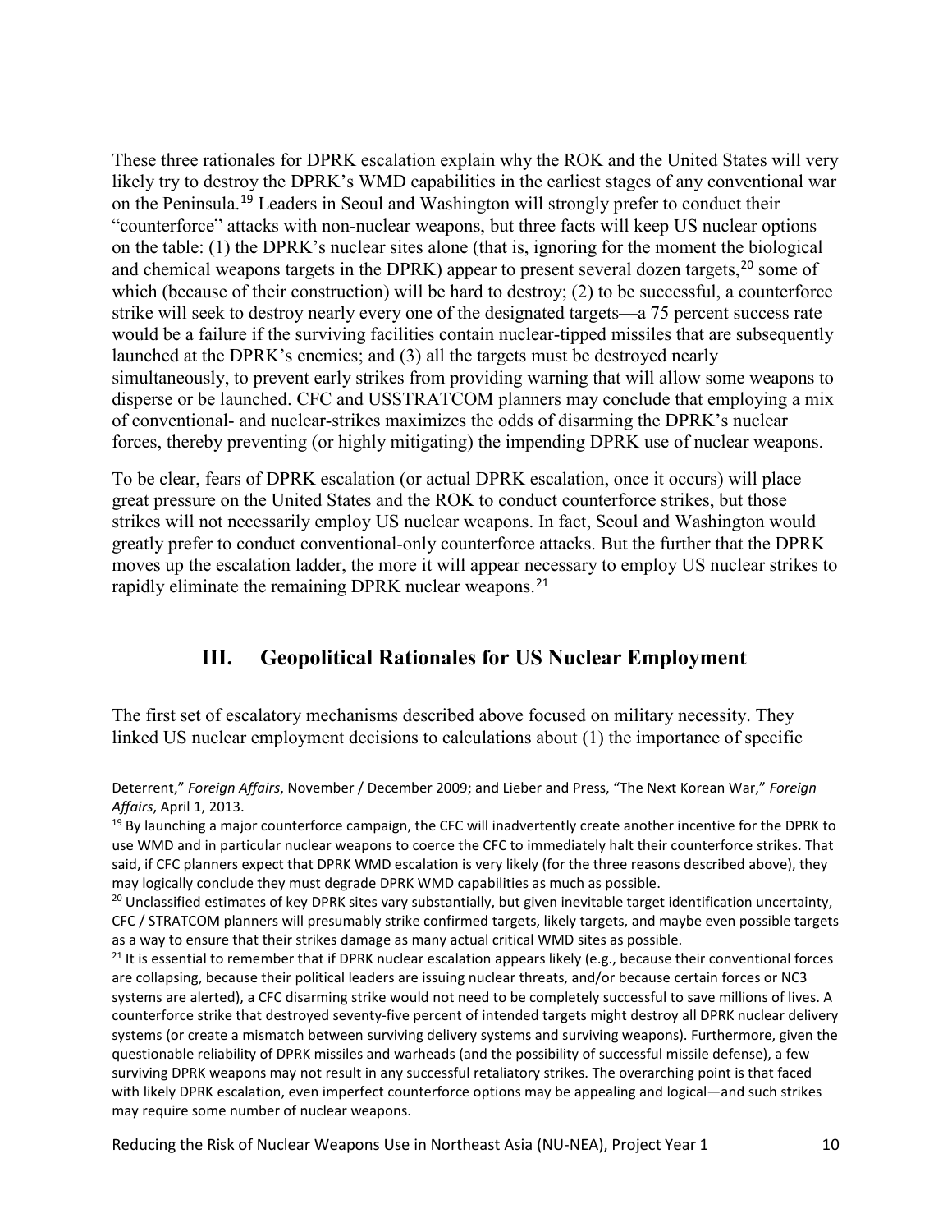These three rationales for DPRK escalation explain why the ROK and the United States will very likely try to destroy the DPRK's WMD capabilities in the earliest stages of any conventional war on the Peninsula.[19] Leaders in Seoul and Washington will strongly prefer to conduct their "counterforce" attacks with non-nuclear weapons, but three facts will keep US nuclear options on the table: (1) the DPRK's nuclear sites alone (that is, ignoring for the moment the biological and chemical weapons targets in the DPRK) appear to present several dozen targets,[20] some of which (because of their construction) will be hard to destroy; (2) to be successful, a counterforce strike will seek to destroy nearly every one of the designated targets—a 75 percent success rate would be a failure if the surviving facilities contain nuclear-tipped missiles that are subsequently launched at the DPRK's enemies; and (3) all the targets must be destroyed nearly simultaneously, to prevent early strikes from providing warning that will allow some weapons to disperse or be launched. CFC and USSTRATCOM planners may conclude that employing a mix of conventional- and nuclear-strikes maximizes the odds of disarming the DPRK's nuclear forces, thereby preventing (or highly mitigating) the impending DPRK use of nuclear weapons.

To be clear, fears of DPRK escalation (or actual DPRK escalation, once it occurs) will place great pressure on the United States and the ROK to conduct counterforce strikes, but those strikes will not necessarily employ US nuclear weapons. In fact, Seoul and Washington would greatly prefer to conduct conventional-only counterforce attacks. But the further that the DPRK moves up the escalation ladder, the more it will appear necessary to employ US nuclear strikes to rapidly eliminate the remaining DPRK nuclear weapons.[21]

## III. Geopolitical Rationales for US Nuclear Employment

The first set of escalatory mechanisms described above focused on military necessity. They linked US nuclear employment decisions to calculations about (1) the importance of specific

---

Deterrent," *Foreign Affairs*, November / December 2009; and Lieber and Press, "The Next Korean War," *Foreign Affairs*, April 1, 2013.

[19] By launching a major counterforce campaign, the CFC will inadvertently create another incentive for the DPRK to use WMD and in particular nuclear weapons to coerce the CFC to immediately halt their counterforce strikes. That said, if CFC planners expect that DPRK WMD escalation is very likely (for the three reasons described above), they may logically conclude they must degrade DPRK WMD capabilities as much as possible.

[20] Unclassified estimates of key DPRK sites vary substantially, but given inevitable target identification uncertainty, CFC / STRATCOM planners will presumably strike confirmed targets, likely targets, and maybe even possible targets as a way to ensure that their strikes damage as many actual critical WMD sites as possible.

[21] It is essential to remember that if DPRK nuclear escalation appears likely (e.g., because their conventional forces are collapsing, because their political leaders are issuing nuclear threats, and/or because certain forces or NC3 systems are alerted), a CFC disarming strike would not need to be completely successful to save millions of lives. A counterforce strike that destroyed seventy-five percent of intended targets might destroy all DPRK nuclear delivery systems (or create a mismatch between surviving delivery systems and surviving weapons). Furthermore, given the questionable reliability of DPRK missiles and warheads (and the possibility of successful missile defense), a few surviving DPRK weapons may not result in any successful retaliatory strikes. The overarching point is that faced with likely DPRK escalation, even imperfect counterforce options may be appealing and logical—and such strikes may require some number of nuclear weapons.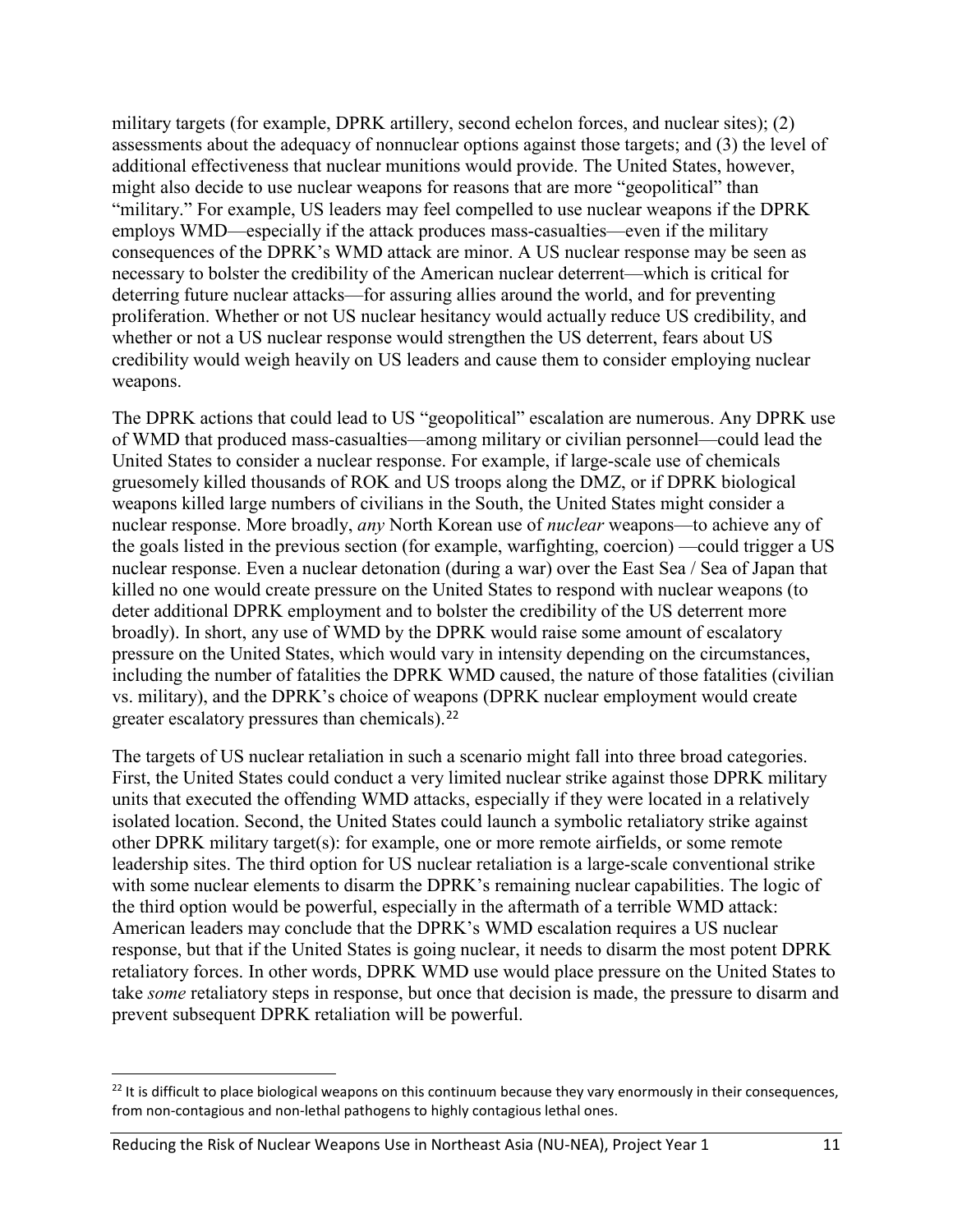military targets (for example, DPRK artillery, second echelon forces, and nuclear sites); (2) assessments about the adequacy of nonnuclear options against those targets; and (3) the level of additional effectiveness that nuclear munitions would provide. The United States, however, might also decide to use nuclear weapons for reasons that are more "geopolitical" than "military." For example, US leaders may feel compelled to use nuclear weapons if the DPRK employs WMD—especially if the attack produces mass-casualties—even if the military consequences of the DPRK's WMD attack are minor. A US nuclear response may be seen as necessary to bolster the credibility of the American nuclear deterrent—which is critical for deterring future nuclear attacks—for assuring allies around the world, and for preventing proliferation. Whether or not US nuclear hesitancy would actually reduce US credibility, and whether or not a US nuclear response would strengthen the US deterrent, fears about US credibility would weigh heavily on US leaders and cause them to consider employing nuclear weapons.

The DPRK actions that could lead to US "geopolitical" escalation are numerous. Any DPRK use of WMD that produced mass-casualties—among military or civilian personnel—could lead the United States to consider a nuclear response. For example, if large-scale use of chemicals gruesomely killed thousands of ROK and US troops along the DMZ, or if DPRK biological weapons killed large numbers of civilians in the South, the United States might consider a nuclear response. More broadly, *any* North Korean use of *nuclear* weapons—to achieve any of the goals listed in the previous section (for example, warfighting, coercion) —could trigger a US nuclear response. Even a nuclear detonation (during a war) over the East Sea / Sea of Japan that killed no one would create pressure on the United States to respond with nuclear weapons (to deter additional DPRK employment and to bolster the credibility of the US deterrent more broadly). In short, any use of WMD by the DPRK would raise some amount of escalatory pressure on the United States, which would vary in intensity depending on the circumstances, including the number of fatalities the DPRK WMD caused, the nature of those fatalities (civilian vs. military), and the DPRK's choice of weapons (DPRK nuclear employment would create greater escalatory pressures than chemicals).[22]

The targets of US nuclear retaliation in such a scenario might fall into three broad categories. First, the United States could conduct a very limited nuclear strike against those DPRK military units that executed the offending WMD attacks, especially if they were located in a relatively isolated location. Second, the United States could launch a symbolic retaliatory strike against other DPRK military target(s): for example, one or more remote airfields, or some remote leadership sites. The third option for US nuclear retaliation is a large-scale conventional strike with some nuclear elements to disarm the DPRK's remaining nuclear capabilities. The logic of the third option would be powerful, especially in the aftermath of a terrible WMD attack: American leaders may conclude that the DPRK's WMD escalation requires a US nuclear response, but that if the United States is going nuclear, it needs to disarm the most potent DPRK retaliatory forces. In other words, DPRK WMD use would place pressure on the United States to take *some* retaliatory steps in response, but once that decision is made, the pressure to disarm and prevent subsequent DPRK retaliation will be powerful.

[22] It is difficult to place biological weapons on this continuum because they vary enormously in their consequences, from non-contagious and non-lethal pathogens to highly contagious lethal ones.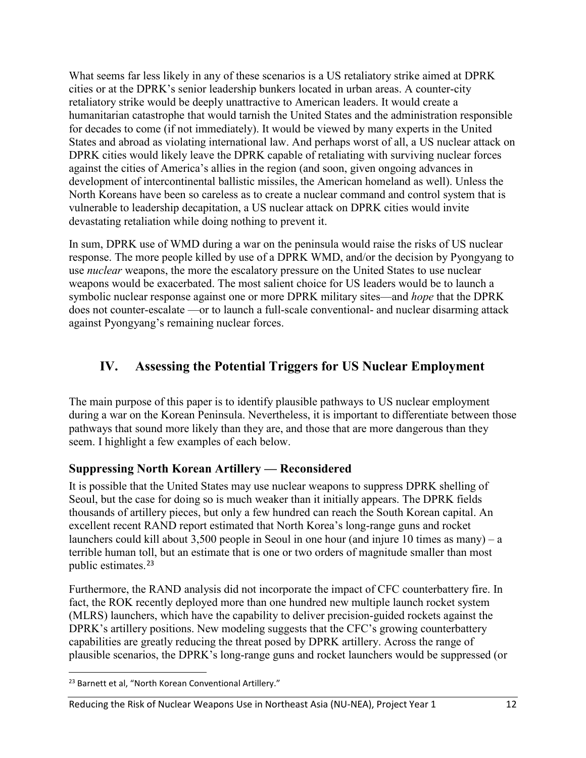What seems far less likely in any of these scenarios is a US retaliatory strike aimed at DPRK cities or at the DPRK's senior leadership bunkers located in urban areas. A counter-city retaliatory strike would be deeply unattractive to American leaders. It would create a humanitarian catastrophe that would tarnish the United States and the administration responsible for decades to come (if not immediately). It would be viewed by many experts in the United States and abroad as violating international law. And perhaps worst of all, a US nuclear attack on DPRK cities would likely leave the DPRK capable of retaliating with surviving nuclear forces against the cities of America's allies in the region (and soon, given ongoing advances in development of intercontinental ballistic missiles, the American homeland as well). Unless the North Koreans have been so careless as to create a nuclear command and control system that is vulnerable to leadership decapitation, a US nuclear attack on DPRK cities would invite devastating retaliation while doing nothing to prevent it.

In sum, DPRK use of WMD during a war on the peninsula would raise the risks of US nuclear response. The more people killed by use of a DPRK WMD, and/or the decision by Pyongyang to use *nuclear* weapons, the more the escalatory pressure on the United States to use nuclear weapons would be exacerbated. The most salient choice for US leaders would be to launch a symbolic nuclear response against one or more DPRK military sites—and *hope* that the DPRK does not counter-escalate —or to launch a full-scale conventional- and nuclear disarming attack against Pyongyang's remaining nuclear forces.

## IV. Assessing the Potential Triggers for US Nuclear Employment

The main purpose of this paper is to identify plausible pathways to US nuclear employment during a war on the Korean Peninsula. Nevertheless, it is important to differentiate between those pathways that sound more likely than they are, and those that are more dangerous than they seem. I highlight a few examples of each below.

### Suppressing North Korean Artillery — Reconsidered

It is possible that the United States may use nuclear weapons to suppress DPRK shelling of Seoul, but the case for doing so is much weaker than it initially appears. The DPRK fields thousands of artillery pieces, but only a few hundred can reach the South Korean capital. An excellent recent RAND report estimated that North Korea's long-range guns and rocket launchers could kill about 3,500 people in Seoul in one hour (and injure 10 times as many) – a terrible human toll, but an estimate that is one or two orders of magnitude smaller than most public estimates.[23]

Furthermore, the RAND analysis did not incorporate the impact of CFC counterbattery fire. In fact, the ROK recently deployed more than one hundred new multiple launch rocket system (MLRS) launchers, which have the capability to deliver precision-guided rockets against the DPRK's artillery positions. New modeling suggests that the CFC's growing counterbattery capabilities are greatly reducing the threat posed by DPRK artillery. Across the range of plausible scenarios, the DPRK's long-range guns and rocket launchers would be suppressed (or

[23] Barnett et al, "North Korean Conventional Artillery."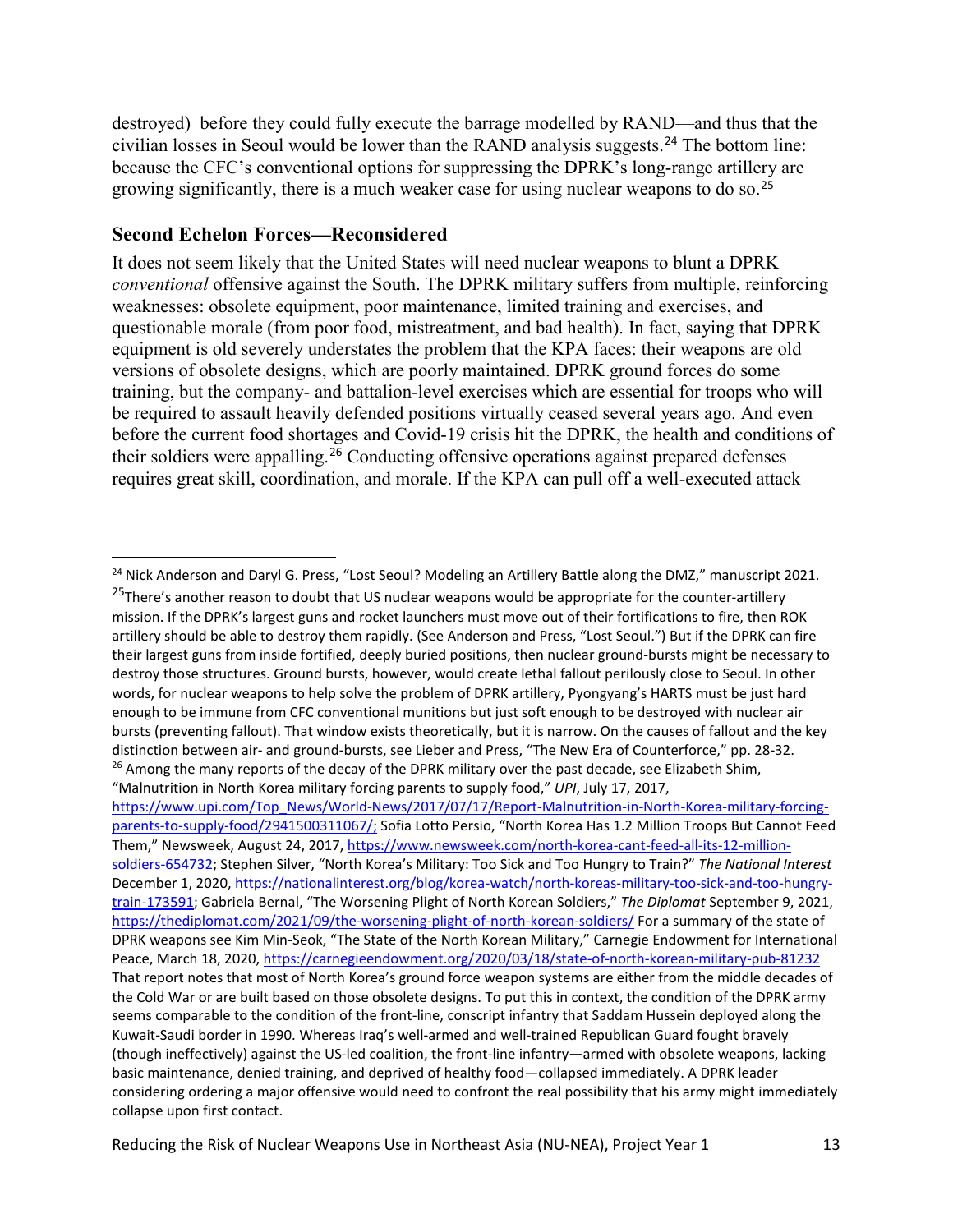destroyed) before they could fully execute the barrage modelled by RAND—and thus that the civilian losses in Seoul would be lower than the RAND analysis suggests.[24] The bottom line: because the CFC's conventional options for suppressing the DPRK's long-range artillery are growing significantly, there is a much weaker case for using nuclear weapons to do so.[25]

## Second Echelon Forces—Reconsidered

It does not seem likely that the United States will need nuclear weapons to blunt a DPRK *conventional* offensive against the South. The DPRK military suffers from multiple, reinforcing weaknesses: obsolete equipment, poor maintenance, limited training and exercises, and questionable morale (from poor food, mistreatment, and bad health). In fact, saying that DPRK equipment is old severely understates the problem that the KPA faces: their weapons are old versions of obsolete designs, which are poorly maintained. DPRK ground forces do some training, but the company- and battalion-level exercises which are essential for troops who will be required to assault heavily defended positions virtually ceased several years ago. And even before the current food shortages and Covid-19 crisis hit the DPRK, the health and conditions of their soldiers were appalling.[26] Conducting offensive operations against prepared defenses requires great skill, coordination, and morale. If the KPA can pull off a well-executed attack

---

[24] Nick Anderson and Daryl G. Press, "Lost Seoul? Modeling an Artillery Battle along the DMZ," manuscript 2021.

[25] There's another reason to doubt that US nuclear weapons would be appropriate for the counter-artillery mission. If the DPRK's largest guns and rocket launchers must move out of their fortifications to fire, then ROK artillery should be able to destroy them rapidly. (See Anderson and Press, "Lost Seoul.") But if the DPRK can fire their largest guns from inside fortified, deeply buried positions, then nuclear ground-bursts might be necessary to destroy those structures. Ground bursts, however, would create lethal fallout perilously close to Seoul. In other words, for nuclear weapons to help solve the problem of DPRK artillery, Pyongyang's HARTS must be just hard enough to be immune from CFC conventional munitions but just soft enough to be destroyed with nuclear air bursts (preventing fallout). That window exists theoretically, but it is narrow. On the causes of fallout and the key distinction between air- and ground-bursts, see Lieber and Press, "The New Era of Counterforce," pp. 28-32.

[26] Among the many reports of the decay of the DPRK military over the past decade, see Elizabeth Shim, "Malnutrition in North Korea military forcing parents to supply food," *UPI*, July 17, 2017, https://www.upi.com/Top_News/World-News/2017/07/17/Report-Malnutrition-in-North-Korea-military-forcing-parents-to-supply-food/2941500311067/; Sofia Lotto Persio, "North Korea Has 1.2 Million Troops But Cannot Feed Them," Newsweek, August 24, 2017, https://www.newsweek.com/north-korea-cant-feed-all-its-12-million-soldiers-654732; Stephen Silver, "North Korea's Military: Too Sick and Too Hungry to Train?" *The National Interest* December 1, 2020, https://nationalinterest.org/blog/korea-watch/north-koreas-military-too-sick-and-too-hungry-train-173591; Gabriela Bernal, "The Worsening Plight of North Korean Soldiers," *The Diplomat* September 9, 2021, https://thediplomat.com/2021/09/the-worsening-plight-of-north-korean-soldiers/ For a summary of the state of DPRK weapons see Kim Min-Seok, "The State of the North Korean Military," Carnegie Endowment for International Peace, March 18, 2020, https://carnegieendowment.org/2020/03/18/state-of-north-korean-military-pub-81232 That report notes that most of North Korea's ground force weapon systems are either from the middle decades of the Cold War or are built based on those obsolete designs. To put this in context, the condition of the DPRK army seems comparable to the condition of the front-line, conscript infantry that Saddam Hussein deployed along the Kuwait-Saudi border in 1990. Whereas Iraq's well-armed and well-trained Republican Guard fought bravely (though ineffectively) against the US-led coalition, the front-line infantry—armed with obsolete weapons, lacking basic maintenance, denied training, and deprived of healthy food—collapsed immediately. A DPRK leader considering ordering a major offensive would need to confront the real possibility that his army might immediately collapse upon first contact.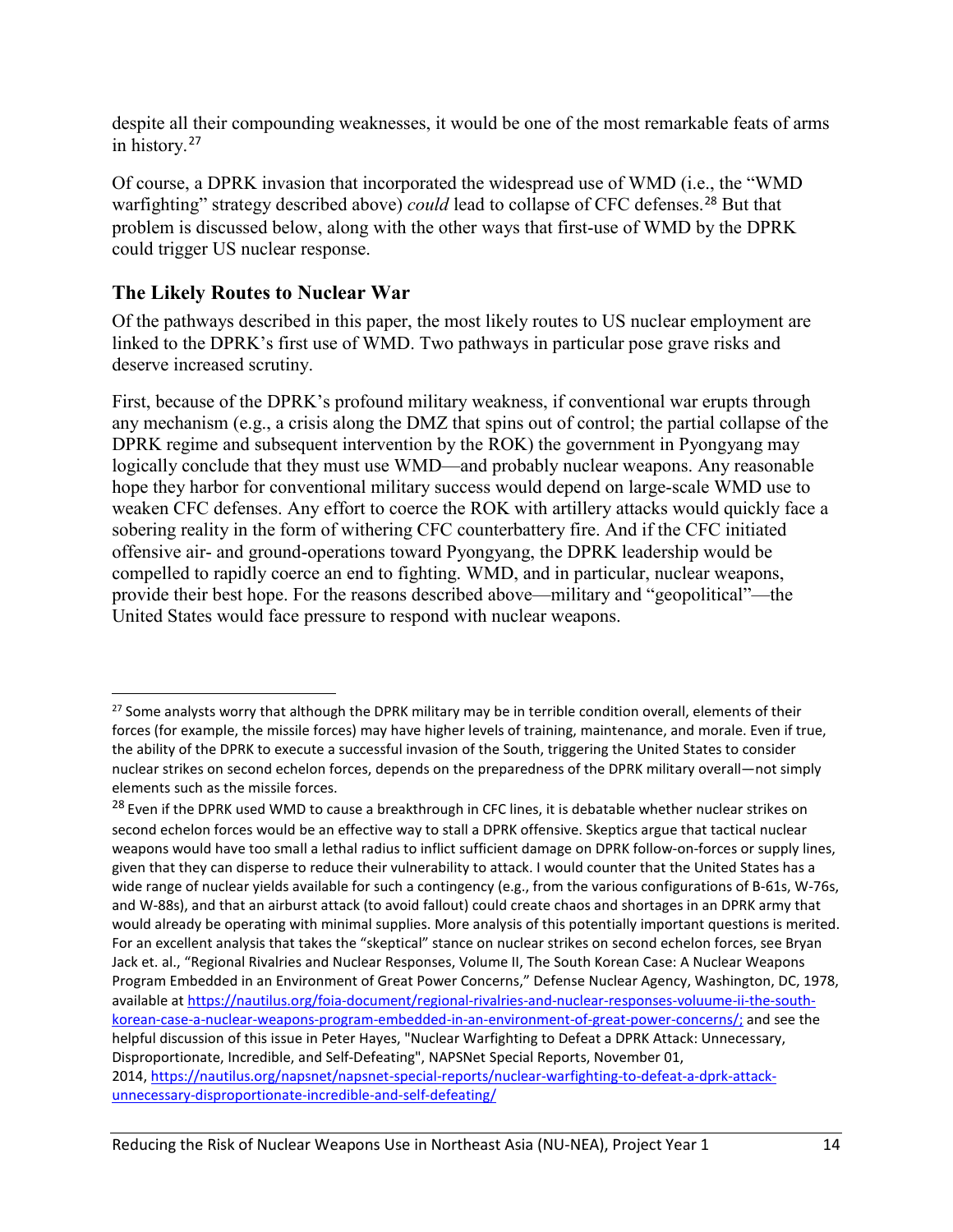despite all their compounding weaknesses, it would be one of the most remarkable feats of arms in history.[27]

Of course, a DPRK invasion that incorporated the widespread use of WMD (i.e., the "WMD warfighting" strategy described above) *could* lead to collapse of CFC defenses.[28] But that problem is discussed below, along with the other ways that first-use of WMD by the DPRK could trigger US nuclear response.

## The Likely Routes to Nuclear War

Of the pathways described in this paper, the most likely routes to US nuclear employment are linked to the DPRK's first use of WMD. Two pathways in particular pose grave risks and deserve increased scrutiny.

First, because of the DPRK's profound military weakness, if conventional war erupts through any mechanism (e.g., a crisis along the DMZ that spins out of control; the partial collapse of the DPRK regime and subsequent intervention by the ROK) the government in Pyongyang may logically conclude that they must use WMD—and probably nuclear weapons. Any reasonable hope they harbor for conventional military success would depend on large-scale WMD use to weaken CFC defenses. Any effort to coerce the ROK with artillery attacks would quickly face a sobering reality in the form of withering CFC counterbattery fire. And if the CFC initiated offensive air- and ground-operations toward Pyongyang, the DPRK leadership would be compelled to rapidly coerce an end to fighting. WMD, and in particular, nuclear weapons, provide their best hope. For the reasons described above—military and "geopolitical"—the United States would face pressure to respond with nuclear weapons.

---

[27] Some analysts worry that although the DPRK military may be in terrible condition overall, elements of their forces (for example, the missile forces) may have higher levels of training, maintenance, and morale. Even if true, the ability of the DPRK to execute a successful invasion of the South, triggering the United States to consider nuclear strikes on second echelon forces, depends on the preparedness of the DPRK military overall—not simply elements such as the missile forces.

[28] Even if the DPRK used WMD to cause a breakthrough in CFC lines, it is debatable whether nuclear strikes on second echelon forces would be an effective way to stall a DPRK offensive. Skeptics argue that tactical nuclear weapons would have too small a lethal radius to inflict sufficient damage on DPRK follow-on-forces or supply lines, given that they can disperse to reduce their vulnerability to attack. I would counter that the United States has a wide range of nuclear yields available for such a contingency (e.g., from the various configurations of B-61s, W-76s, and W-88s), and that an airburst attack (to avoid fallout) could create chaos and shortages in an DPRK army that would already be operating with minimal supplies. More analysis of this potentially important questions is merited. For an excellent analysis that takes the "skeptical" stance on nuclear strikes on second echelon forces, see Bryan Jack et. al., "Regional Rivalries and Nuclear Responses, Volume II, The South Korean Case: A Nuclear Weapons Program Embedded in an Environment of Great Power Concerns," Defense Nuclear Agency, Washington, DC, 1978, available at https://nautilus.org/foia-document/regional-rivalries-and-nuclear-responses-voluume-ii-the-south-korean-case-a-nuclear-weapons-program-embedded-in-an-environment-of-great-power-concerns/; and see the helpful discussion of this issue in Peter Hayes, "Nuclear Warfighting to Defeat a DPRK Attack: Unnecessary, Disproportionate, Incredible, and Self-Defeating", NAPSNet Special Reports, November 01, 2014, https://nautilus.org/napsnet/napsnet-special-reports/nuclear-warfighting-to-defeat-a-dprk-attack-unnecessary-disproportionate-incredible-and-self-defeating/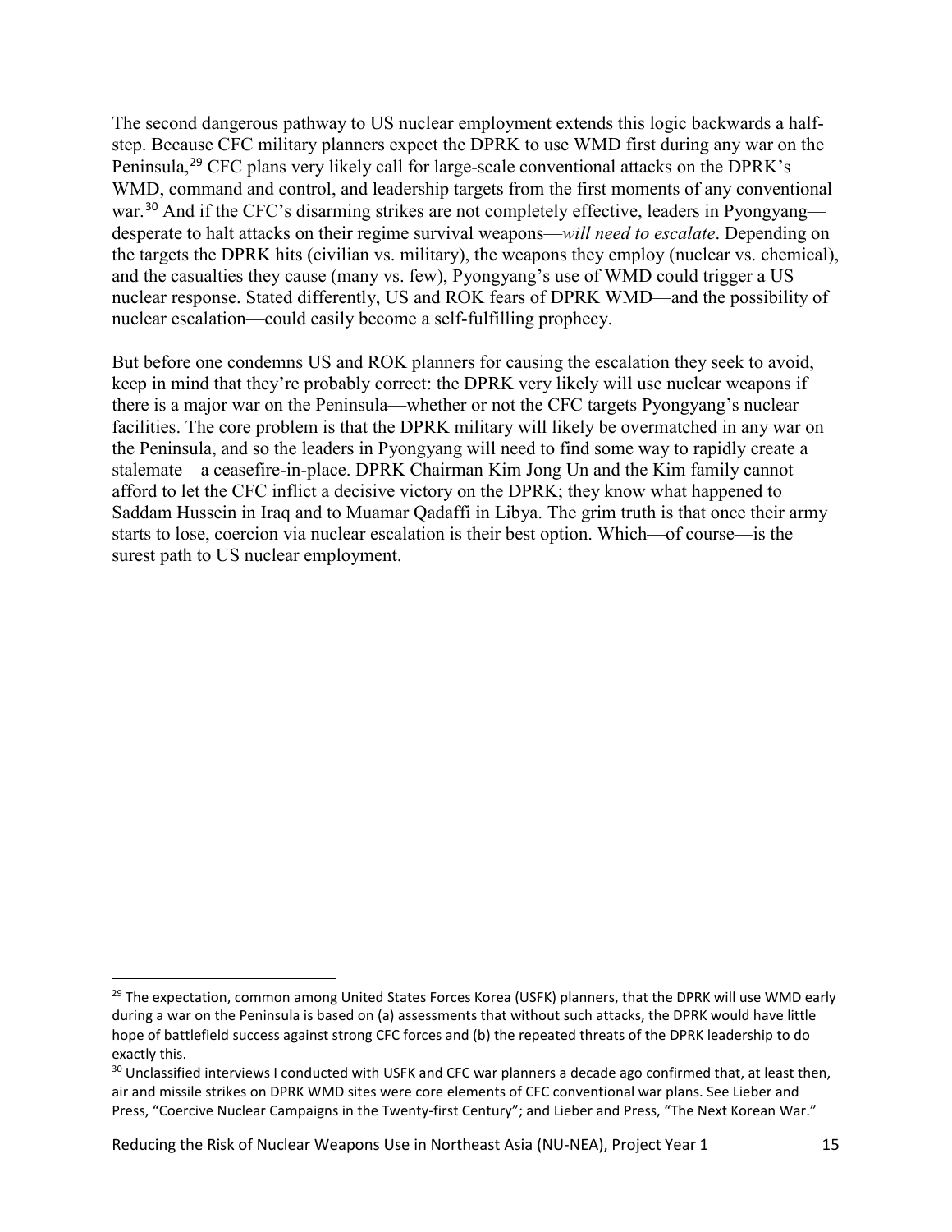The second dangerous pathway to US nuclear employment extends this logic backwards a half-step. Because CFC military planners expect the DPRK to use WMD first during any war on the Peninsula,[29] CFC plans very likely call for large-scale conventional attacks on the DPRK's WMD, command and control, and leadership targets from the first moments of any conventional war.[30] And if the CFC's disarming strikes are not completely effective, leaders in Pyongyang—desperate to halt attacks on their regime survival weapons—*will need to escalate*. Depending on the targets the DPRK hits (civilian vs. military), the weapons they employ (nuclear vs. chemical), and the casualties they cause (many vs. few), Pyongyang's use of WMD could trigger a US nuclear response. Stated differently, US and ROK fears of DPRK WMD—and the possibility of nuclear escalation—could easily become a self-fulfilling prophecy.

But before one condemns US and ROK planners for causing the escalation they seek to avoid, keep in mind that they're probably correct: the DPRK very likely will use nuclear weapons if there is a major war on the Peninsula—whether or not the CFC targets Pyongyang's nuclear facilities. The core problem is that the DPRK military will likely be overmatched in any war on the Peninsula, and so the leaders in Pyongyang will need to find some way to rapidly create a stalemate—a ceasefire-in-place. DPRK Chairman Kim Jong Un and the Kim family cannot afford to let the CFC inflict a decisive victory on the DPRK; they know what happened to Saddam Hussein in Iraq and to Muamar Qadaffi in Libya. The grim truth is that once their army starts to lose, coercion via nuclear escalation is their best option. Which—of course—is the surest path to US nuclear employment.

---

[29] The expectation, common among United States Forces Korea (USFK) planners, that the DPRK will use WMD early during a war on the Peninsula is based on (a) assessments that without such attacks, the DPRK would have little hope of battlefield success against strong CFC forces and (b) the repeated threats of the DPRK leadership to do exactly this.

[30] Unclassified interviews I conducted with USFK and CFC war planners a decade ago confirmed that, at least then, air and missile strikes on DPRK WMD sites were core elements of CFC conventional war plans. See Lieber and Press, "Coercive Nuclear Campaigns in the Twenty-first Century"; and Lieber and Press, "The Next Korean War."